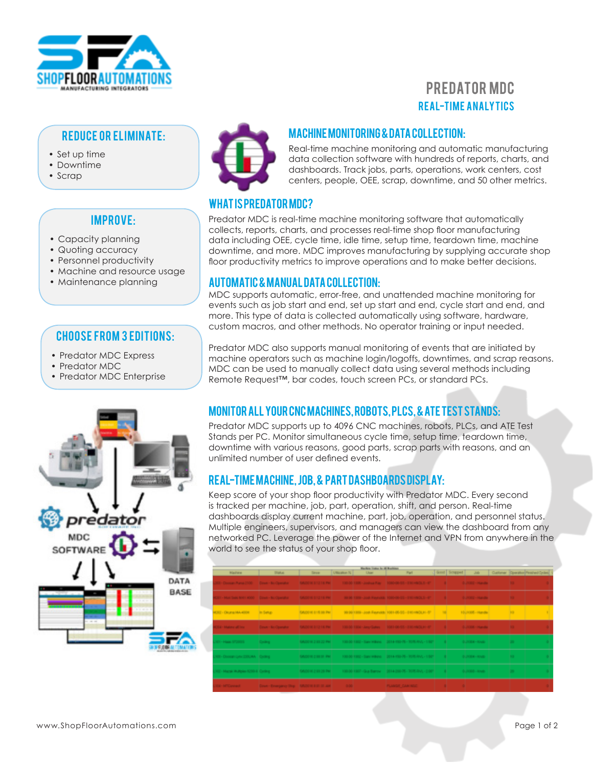# PREDATOR MDC

## REAL-TIME ANALYTICS

### REDUCE OR ELIMINATE:

- Set up time
- Downtime
- Scrap

### IMPROVE:

- Capacity planning
- Quoting accuracy
- Personnel productivity
- Machine and resource usage
- Maintenance planning

### CHOOSE FROM 3 EDITIONS:

- Predator MDC Express
- Predator MDC
- Predator MDC Enterprise

### MACHINE MONITORING & DATA COLLECTION:

Real-time machine monitoring and automatic manufacturing data collection software with hundreds of reports, charts, and dashboards. Track jobs, parts, operations, work centers, cost centers, people, OEE, scrap, downtime, and 50 other metrics.

### WHAT IS PREDATOR MDC?

Predator MDC is real-time machine monitoring software that automatically collects, reports, charts, and processes real-time shop floor manufacturing data including OEE, cycle time, idle time, setup time, teardown time, machine downtime, and more. MDC improves manufacturing by supplying accurate shop floor productivity metrics to improve operations and to make better decisions.

### AUTOMATIC & MANUAL DATA COLLECTION:

MDC supports automatic, error-free, and unattended machine monitoring for events such as job start and end, set up start and end, cycle start and end, and more. This type of data is collected automatically using software, hardware, custom macros, and other methods. No operator training or input needed.

Predator MDC also supports manual monitoring of events that are initiated by machine operators such as machine login/logoffs, downtimes, and scrap reasons. MDC can be used to manually collect data using several methods including Remote Request™, bar codes, touch screen PCs, or standard PCs.

### MONITOR ALL YOUR CNC MACHINES, ROBOTS, PLCS, & ATE TEST STANDS:

Predator MDC supports up to 4096 CNC machines, robots, PLCs, and ATE Test Stands per PC. Monitor simultaneous cycle time, setup time, teardown time, downtime with various reasons, good parts, scrap parts with reasons, and an unlimited number of user defined events.

### REAL-TIME MACHINE, JOB, & PART DASHBOARDS DISPLAY:

Keep score of your shop floor productivity with Predator MDC. Every second is tracked per machine, job, part, operation, shift, and person. Real-time dashboards display current machine, part, job, operation, and personnel status. Multiple engineers, supervisors, and managers can view the dashboard from any networked PC. Leverage the power of the Internet and VPN from anywhere in the world to see the status of your shop floor.

www.ShopFloorAutomations.com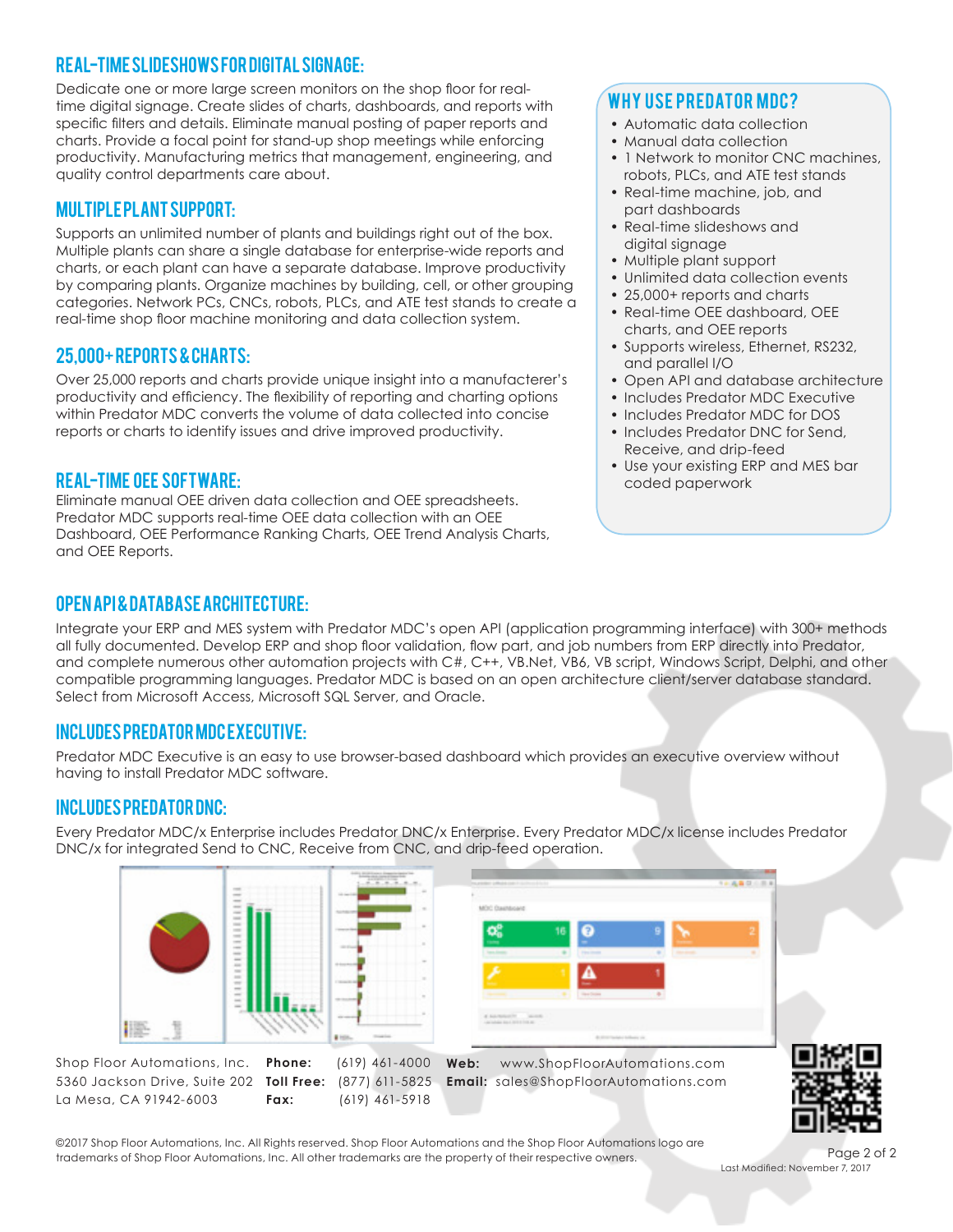## REAL-TIME SLIDESHOWS FOR DIGITAL SIGNAGE:

Dedicate one or more large screen monitors on the shop floor for real-time digital signage. Create slides of charts, dashboards, and reports with specific filters and details. Eliminate manual posting of paper reports and charts. Provide a focal point for stand-up shop meetings while enforcing productivity. Manufacturing metrics that management, engineering, and quality control departments care about.

## MULTIPLE PLANT SUPPORT:

Supports an unlimited number of plants and buildings right out of the box. Multiple plants can share a single database for enterprise-wide reports and charts, or each plant can have a separate database. Improve productivity by comparing plants. Organize machines by building, cell, or other grouping categories. Network PCs, CNCs, robots, PLCs, and ATE test stands to create a real-time shop floor machine monitoring and data collection system.

## 25,000+ REPORTS & CHARTS:

Over 25,000 reports and charts provide unique insight into a manufacterer's productivity and efficiency. The flexibility of reporting and charting options within Predator MDC converts the volume of data collected into concise reports or charts to identify issues and drive improved productivity.

## REAL-TIME OEE SOFTWARE:

Eliminate manual OEE driven data collection and OEE spreadsheets. Predator MDC supports real-time OEE data collection with an OEE Dashboard, OEE Performance Ranking Charts, OEE Trend Analysis Charts, and OEE Reports.

## WHY USE PREDATOR MDC?

- Automatic data collection
- Manual data collection
- 1 Network to monitor CNC machines, robots, PLCs, and ATE test stands
- Real-time machine, job, and part dashboards
- Real-time slideshows and digital signage
- Multiple plant support
- Unlimited data collection events
- 25,000+ reports and charts
- Real-time OEE dashboard, OEE charts, and OEE reports
- Supports wireless, Ethernet, RS232, and parallel I/O
- Open API and database architecture
- Includes Predator MDC Executive
- Includes Predator MDC for DOS
- Includes Predator DNC for Send, Receive, and drip-feed
- Use your existing ERP and MES bar coded paperwork

## OPEN API & DATABASE ARCHITECTURE:

Integrate your ERP and MES system with Predator MDC's open API (application programming interface) with 300+ methods all fully documented. Develop ERP and shop floor validation, flow part, and job numbers from ERP directly into Predator, and complete numerous other automation projects with C#, C++, VB.Net, VB6, VB script, Windows Script, Delphi, and other compatible programming languages. Predator MDC is based on an open architecture client/server database standard. Select from Microsoft Access, Microsoft SQL Server, and Oracle.

## INCLUDES PREDATOR MDC EXECUTIVE:

Predator MDC Executive is an easy to use browser-based dashboard which provides an executive overview without having to install Predator MDC software.

## INCLUDES PREDATOR DNC:

Every Predator MDC/x Enterprise includes Predator DNC/x Enterprise. Every Predator MDC/x license includes Predator DNC/x for integrated Send to CNC, Receive from CNC, and drip-feed operation.

Shop Floor Automations, Inc.
5360 Jackson Drive, Suite 202
La Mesa, CA 91942-6003

**Phone:** (619) 461-4000
**Toll Free:** (877) 611-5825
**Fax:** (619) 461-5918

**Web:** www.ShopFloorAutomations.com
**Email:** sales@ShopFloorAutomations.com

©2017 Shop Floor Automations, Inc. All Rights reserved. Shop Floor Automations and the Shop Floor Automations logo are trademarks of Shop Floor Automations, Inc. All other trademarks are the property of their respective owners.

Last Modified: November 7, 2017